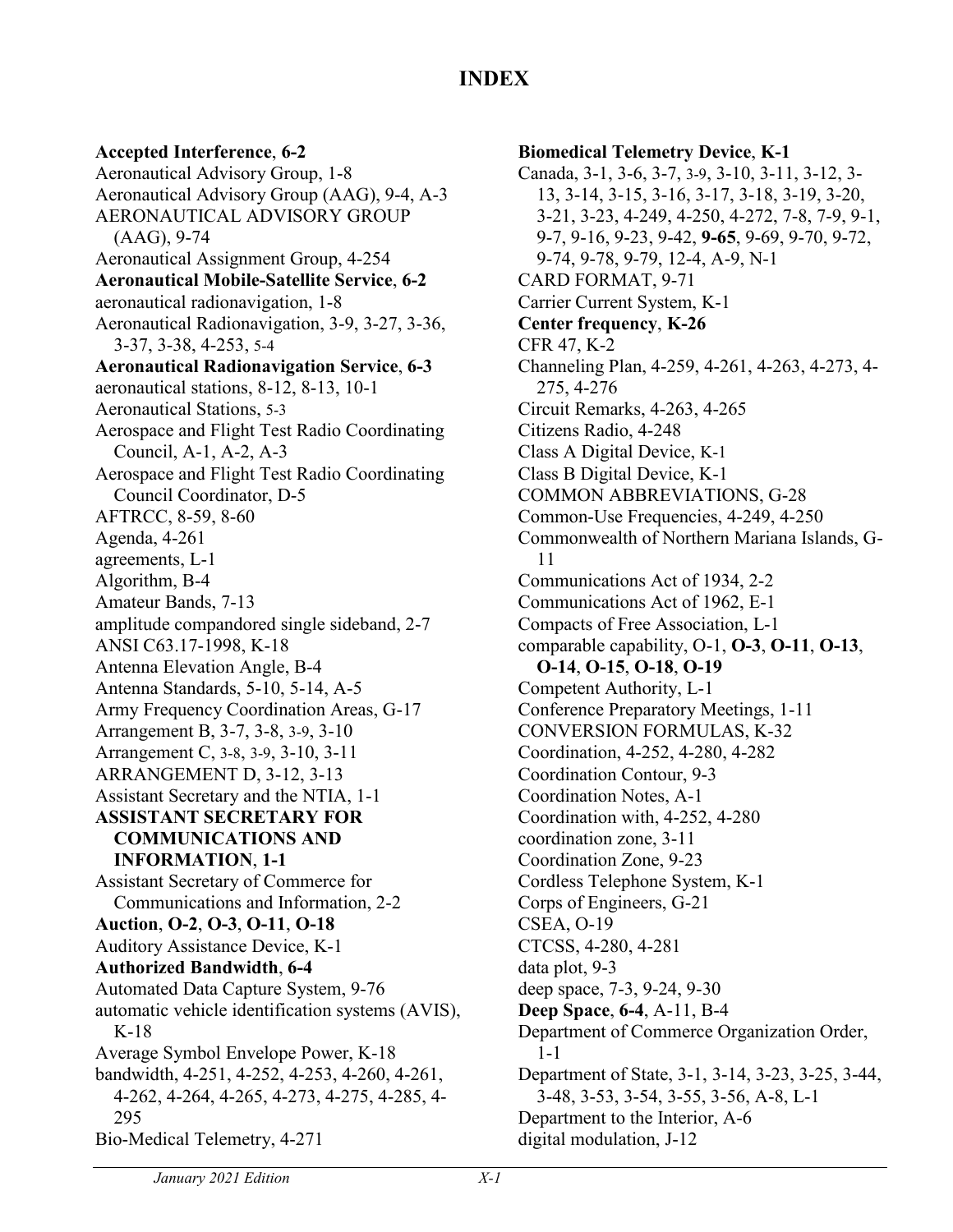# INDEX

**Accepted Interference**, **6-2**
Aeronautical Advisory Group, 1-8
Aeronautical Advisory Group (AAG), 9-4, A-3
AERONAUTICAL ADVISORY GROUP (AAG), 9-74
Aeronautical Assignment Group, 4-254
**Aeronautical Mobile-Satellite Service**, **6-2**
aeronautical radionavigation, 1-8
Aeronautical Radionavigation, 3-9, 3-27, 3-36, 3-37, 3-38, 4-253, 5-4
**Aeronautical Radionavigation Service**, **6-3**
aeronautical stations, 8-12, 8-13, 10-1
Aeronautical Stations, 5-3
Aerospace and Flight Test Radio Coordinating Council, A-1, A-2, A-3
Aerospace and Flight Test Radio Coordinating Council Coordinator, D-5
AFTRCC, 8-59, 8-60
Agenda, 4-261
agreements, L-1
Algorithm, B-4
Amateur Bands, 7-13
amplitude compandored single sideband, 2-7
ANSI C63.17-1998, K-18
Antenna Elevation Angle, B-4
Antenna Standards, 5-10, 5-14, A-5
Army Frequency Coordination Areas, G-17
Arrangement B, 3-7, 3-8, 3-9, 3-10
Arrangement C, 3-8, 3-9, 3-10, 3-11
ARRANGEMENT D, 3-12, 3-13
Assistant Secretary and the NTIA, 1-1
**ASSISTANT SECRETARY FOR COMMUNICATIONS AND INFORMATION**, **1-1**
Assistant Secretary of Commerce for Communications and Information, 2-2
**Auction**, **O-2**, **O-3**, **O-11**, **O-18**
Auditory Assistance Device, K-1
**Authorized Bandwidth**, **6-4**
Automated Data Capture System, 9-76
automatic vehicle identification systems (AVIS), K-18
Average Symbol Envelope Power, K-18
bandwidth, 4-251, 4-252, 4-253, 4-260, 4-261, 4-262, 4-264, 4-265, 4-273, 4-275, 4-285, 4-295
Bio-Medical Telemetry, 4-271
**Biomedical Telemetry Device**, **K-1**
Canada, 3-1, 3-6, 3-7, 3-9, 3-10, 3-11, 3-12, 3-13, 3-14, 3-15, 3-16, 3-17, 3-18, 3-19, 3-20, 3-21, 3-23, 4-249, 4-250, 4-272, 7-8, 7-9, 9-1, 9-7, 9-16, 9-23, 9-42, **9-65**, 9-69, 9-70, 9-72, 9-74, 9-78, 9-79, 12-4, A-9, N-1
CARD FORMAT, 9-71
Carrier Current System, K-1
**Center frequency**, **K-26**
CFR 47, K-2
Channeling Plan, 4-259, 4-261, 4-263, 4-273, 4-275, 4-276
Circuit Remarks, 4-263, 4-265
Citizens Radio, 4-248
Class A Digital Device, K-1
Class B Digital Device, K-1
COMMON ABBREVIATIONS, G-28
Common-Use Frequencies, 4-249, 4-250
Commonwealth of Northern Mariana Islands, G-11
Communications Act of 1934, 2-2
Communications Act of 1962, E-1
Compacts of Free Association, L-1
comparable capability, O-1, **O-3**, **O-11**, **O-13**, **O-14**, **O-15**, **O-18**, **O-19**
Competent Authority, L-1
Conference Preparatory Meetings, 1-11
CONVERSION FORMULAS, K-32
Coordination, 4-252, 4-280, 4-282
Coordination Contour, 9-3
Coordination Notes, A-1
Coordination with, 4-252, 4-280
coordination zone, 3-11
Coordination Zone, 9-23
Cordless Telephone System, K-1
Corps of Engineers, G-21
CSEA, O-19
CTCSS, 4-280, 4-281
data plot, 9-3
deep space, 7-3, 9-24, 9-30
**Deep Space**, **6-4**, A-11, B-4
Department of Commerce Organization Order, 1-1
Department of State, 3-1, 3-14, 3-23, 3-25, 3-44, 3-48, 3-53, 3-54, 3-55, 3-56, A-8, L-1
Department to the Interior, A-6
digital modulation, J-12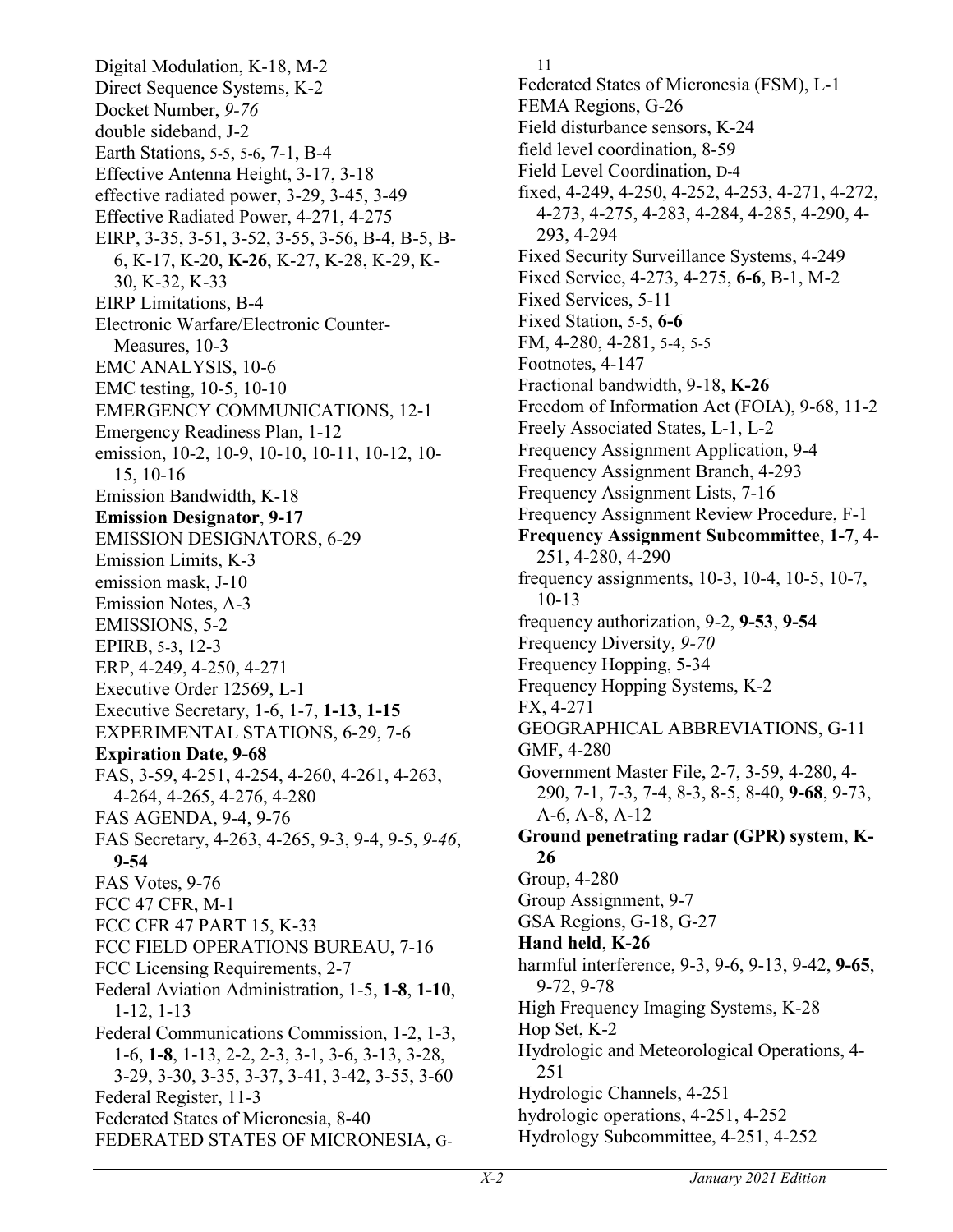Digital Modulation, K-18, M-2
Direct Sequence Systems, K-2
Docket Number, *9-76*
double sideband, J-2
Earth Stations, 5-5, 5-6, 7-1, B-4
Effective Antenna Height, 3-17, 3-18
effective radiated power, 3-29, 3-45, 3-49
Effective Radiated Power, 4-271, 4-275
EIRP, 3-35, 3-51, 3-52, 3-55, 3-56, B-4, B-5, B-6, K-17, K-20, **K-26**, K-27, K-28, K-29, K-30, K-32, K-33
EIRP Limitations, B-4
Electronic Warfare/Electronic Counter-Measures, 10-3
EMC ANALYSIS, 10-6
EMC testing, 10-5, 10-10
EMERGENCY COMMUNICATIONS, 12-1
Emergency Readiness Plan, 1-12
emission, 10-2, 10-9, 10-10, 10-11, 10-12, 10-15, 10-16
Emission Bandwidth, K-18
**Emission Designator**, **9-17**
EMISSION DESIGNATORS, 6-29
Emission Limits, K-3
emission mask, J-10
Emission Notes, A-3
EMISSIONS, 5-2
EPIRB, 5-3, 12-3
ERP, 4-249, 4-250, 4-271
Executive Order 12569, L-1
Executive Secretary, 1-6, 1-7, **1-13**, **1-15**
EXPERIMENTAL STATIONS, 6-29, 7-6
**Expiration Date**, **9-68**
FAS, 3-59, 4-251, 4-254, 4-260, 4-261, 4-263, 4-264, 4-265, 4-276, 4-280
FAS AGENDA, 9-4, 9-76
FAS Secretary, 4-263, 4-265, 9-3, 9-4, 9-5, *9-46*, **9-54**
FAS Votes, 9-76
FCC 47 CFR, M-1
FCC CFR 47 PART 15, K-33
FCC FIELD OPERATIONS BUREAU, 7-16
FCC Licensing Requirements, 2-7
Federal Aviation Administration, 1-5, **1-8**, **1-10**, 1-12, 1-13
Federal Communications Commission, 1-2, 1-3, 1-6, **1-8**, 1-13, 2-2, 2-3, 3-1, 3-6, 3-13, 3-28, 3-29, 3-30, 3-35, 3-37, 3-41, 3-42, 3-55, 3-60
Federal Register, 11-3
Federated States of Micronesia, 8-40
FEDERATED STATES OF MICRONESIA, G-11
Federated States of Micronesia (FSM), L-1
FEMA Regions, G-26
Field disturbance sensors, K-24
field level coordination, 8-59
Field Level Coordination, D-4
fixed, 4-249, 4-250, 4-252, 4-253, 4-271, 4-272, 4-273, 4-275, 4-283, 4-284, 4-285, 4-290, 4-293, 4-294
Fixed Security Surveillance Systems, 4-249
Fixed Service, 4-273, 4-275, **6-6**, B-1, M-2
Fixed Services, 5-11
Fixed Station, 5-5, **6-6**
FM, 4-280, 4-281, 5-4, 5-5
Footnotes, 4-147
Fractional bandwidth, 9-18, **K-26**
Freedom of Information Act (FOIA), 9-68, 11-2
Freely Associated States, L-1, L-2
Frequency Assignment Application, 9-4
Frequency Assignment Branch, 4-293
Frequency Assignment Lists, 7-16
Frequency Assignment Review Procedure, F-1
**Frequency Assignment Subcommittee**, **1-7**, 4-251, 4-280, 4-290
frequency assignments, 10-3, 10-4, 10-5, 10-7, 10-13
frequency authorization, 9-2, **9-53**, **9-54**
Frequency Diversity, *9-70*
Frequency Hopping, 5-34
Frequency Hopping Systems, K-2
FX, 4-271
GEOGRAPHICAL ABBREVIATIONS, G-11
GMF, 4-280
Government Master File, 2-7, 3-59, 4-280, 4-290, 7-1, 7-3, 7-4, 8-3, 8-5, 8-40, **9-68**, 9-73, A-6, A-8, A-12
**Ground penetrating radar (GPR) system**, **K-26**
Group, 4-280
Group Assignment, 9-7
GSA Regions, G-18, G-27
**Hand held**, **K-26**
harmful interference, 9-3, 9-6, 9-13, 9-42, **9-65**, 9-72, 9-78
High Frequency Imaging Systems, K-28
Hop Set, K-2
Hydrologic and Meteorological Operations, 4-251
Hydrologic Channels, 4-251
hydrologic operations, 4-251, 4-252
Hydrology Subcommittee, 4-251, 4-252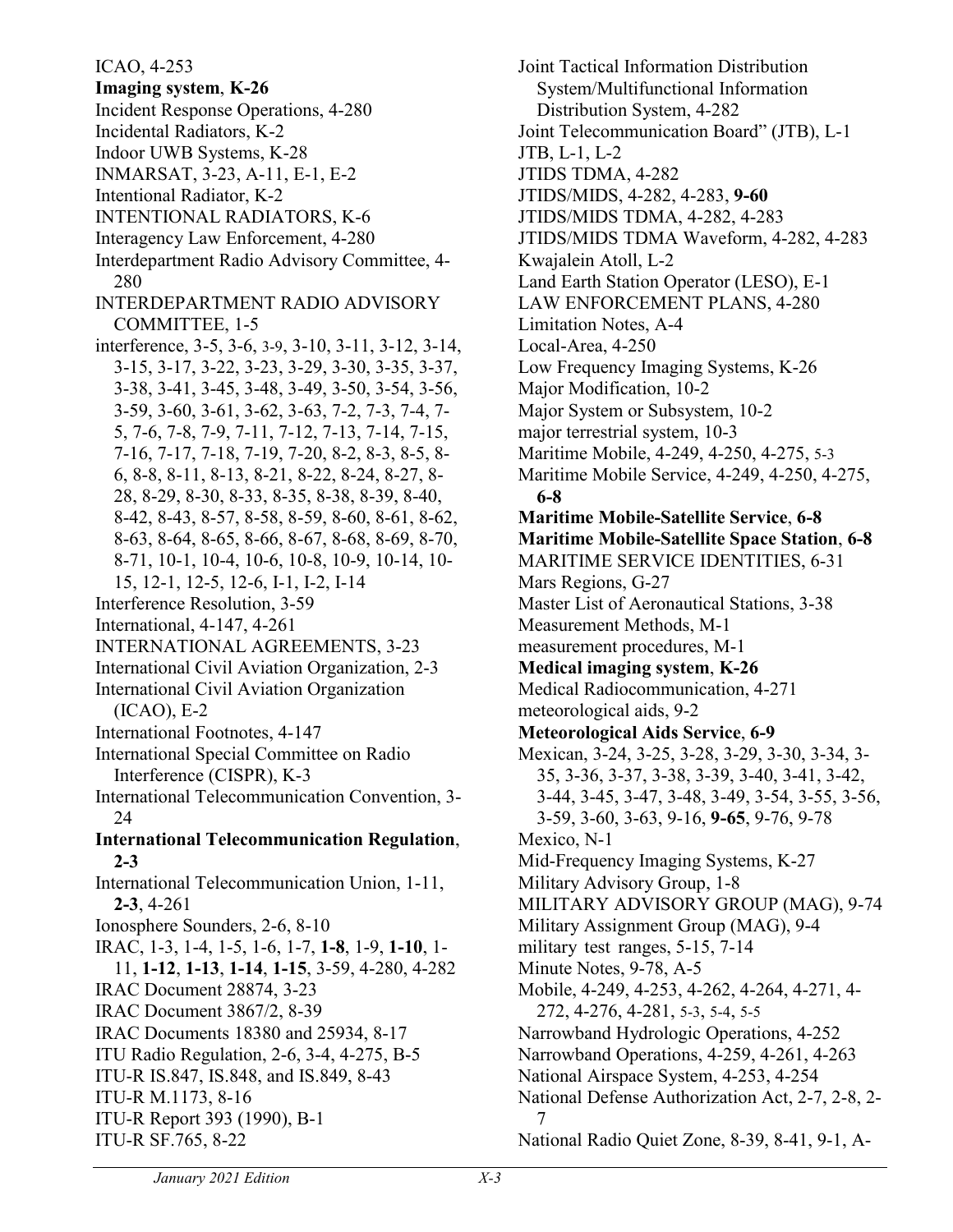ICAO, 4-253

**Imaging system**, **K-26**

Incident Response Operations, 4-280

Incidental Radiators, K-2

Indoor UWB Systems, K-28

INMARSAT, 3-23, A-11, E-1, E-2

Intentional Radiator, K-2

INTENTIONAL RADIATORS, K-6

Interagency Law Enforcement, 4-280

Interdepartment Radio Advisory Committee, 4-280

INTERDEPARTMENT RADIO ADVISORY COMMITTEE, 1-5

interference, 3-5, 3-6, 3-9, 3-10, 3-11, 3-12, 3-14, 3-15, 3-17, 3-22, 3-23, 3-29, 3-30, 3-35, 3-37, 3-38, 3-41, 3-45, 3-48, 3-49, 3-50, 3-54, 3-56, 3-59, 3-60, 3-61, 3-62, 3-63, 7-2, 7-3, 7-4, 7-5, 7-6, 7-8, 7-9, 7-11, 7-12, 7-13, 7-14, 7-15, 7-16, 7-17, 7-18, 7-19, 7-20, 8-2, 8-3, 8-5, 8-6, 8-8, 8-11, 8-13, 8-21, 8-22, 8-24, 8-27, 8-28, 8-29, 8-30, 8-33, 8-35, 8-38, 8-39, 8-40, 8-42, 8-43, 8-57, 8-58, 8-59, 8-60, 8-61, 8-62, 8-63, 8-64, 8-65, 8-66, 8-67, 8-68, 8-69, 8-70, 8-71, 10-1, 10-4, 10-6, 10-8, 10-9, 10-14, 10-15, 12-1, 12-5, 12-6, I-1, I-2, I-14

Interference Resolution, 3-59

International, 4-147, 4-261

INTERNATIONAL AGREEMENTS, 3-23

International Civil Aviation Organization, 2-3

International Civil Aviation Organization (ICAO), E-2

International Footnotes, 4-147

International Special Committee on Radio Interference (CISPR), K-3

International Telecommunication Convention, 3-24

**International Telecommunication Regulation**, **2-3**

International Telecommunication Union, 1-11, **2-3**, 4-261

Ionosphere Sounders, 2-6, 8-10

IRAC, 1-3, 1-4, 1-5, 1-6, 1-7, **1-8**, 1-9, **1-10**, 1-11, **1-12**, **1-13**, **1-14**, **1-15**, 3-59, 4-280, 4-282

IRAC Document 28874, 3-23

IRAC Document 3867/2, 8-39

IRAC Documents 18380 and 25934, 8-17

ITU Radio Regulation, 2-6, 3-4, 4-275, B-5

ITU-R IS.847, IS.848, and IS.849, 8-43

ITU-R M.1173, 8-16

ITU-R Report 393 (1990), B-1

ITU-R SF.765, 8-22

Joint Tactical Information Distribution System/Multifunctional Information Distribution System, 4-282

Joint Telecommunication Board" (JTB), L-1

JTB, L-1, L-2

JTIDS TDMA, 4-282

JTIDS/MIDS, 4-282, 4-283, **9-60**

JTIDS/MIDS TDMA, 4-282, 4-283

JTIDS/MIDS TDMA Waveform, 4-282, 4-283

Kwajalein Atoll, L-2

Land Earth Station Operator (LESO), E-1

LAW ENFORCEMENT PLANS, 4-280

Limitation Notes, A-4

Local-Area, 4-250

Low Frequency Imaging Systems, K-26

Major Modification, 10-2

Major System or Subsystem, 10-2

major terrestrial system, 10-3

Maritime Mobile, 4-249, 4-250, 4-275, 5-3

Maritime Mobile Service, 4-249, 4-250, 4-275, **6-8**

**Maritime Mobile-Satellite Service**, **6-8**

**Maritime Mobile-Satellite Space Station**, **6-8**

MARITIME SERVICE IDENTITIES, 6-31

Mars Regions, G-27

Master List of Aeronautical Stations, 3-38

Measurement Methods, M-1

measurement procedures, M-1

**Medical imaging system**, **K-26**

Medical Radiocommunication, 4-271

meteorological aids, 9-2

**Meteorological Aids Service**, **6-9**

Mexican, 3-24, 3-25, 3-28, 3-29, 3-30, 3-34, 3-35, 3-36, 3-37, 3-38, 3-39, 3-40, 3-41, 3-42, 3-44, 3-45, 3-47, 3-48, 3-49, 3-54, 3-55, 3-56, 3-59, 3-60, 3-63, 9-16, **9-65**, 9-76, 9-78

Mexico, N-1

Mid-Frequency Imaging Systems, K-27

Military Advisory Group, 1-8

MILITARY ADVISORY GROUP (MAG), 9-74

Military Assignment Group (MAG), 9-4

military test ranges, 5-15, 7-14

Minute Notes, 9-78, A-5

Mobile, 4-249, 4-253, 4-262, 4-264, 4-271, 4-272, 4-276, 4-281, 5-3, 5-4, 5-5

Narrowband Hydrologic Operations, 4-252

Narrowband Operations, 4-259, 4-261, 4-263

National Airspace System, 4-253, 4-254

National Defense Authorization Act, 2-7, 2-8, 2-7

National Radio Quiet Zone, 8-39, 8-41, 9-1, A-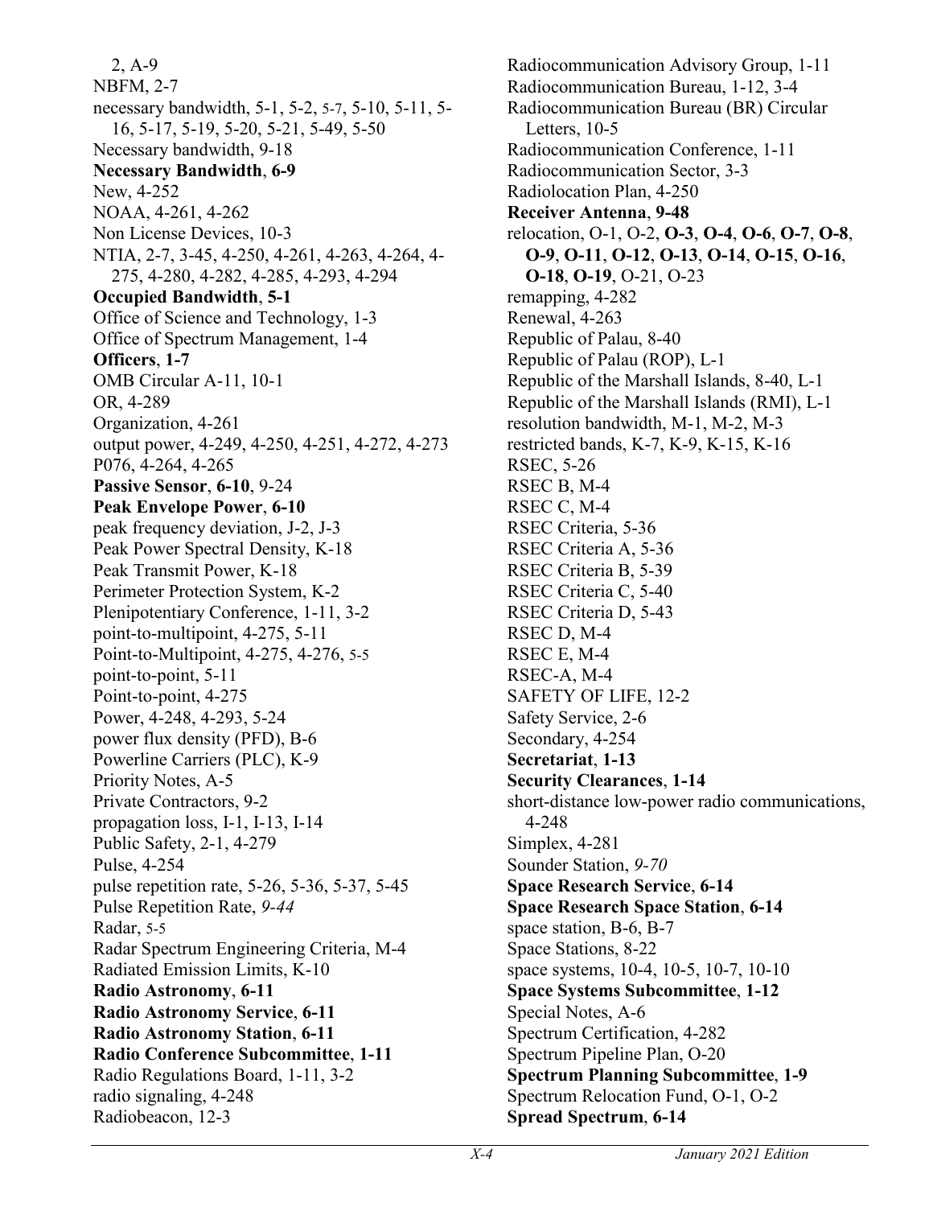2, A-9
NBFM, 2-7
necessary bandwidth, 5-1, 5-2, 5-7, 5-10, 5-11, 5-16, 5-17, 5-19, 5-20, 5-21, 5-49, 5-50
Necessary bandwidth, 9-18
**Necessary Bandwidth**, **6-9**
New, 4-252
NOAA, 4-261, 4-262
Non License Devices, 10-3
NTIA, 2-7, 3-45, 4-250, 4-261, 4-263, 4-264, 4-275, 4-280, 4-282, 4-285, 4-293, 4-294
**Occupied Bandwidth**, **5-1**
Office of Science and Technology, 1-3
Office of Spectrum Management, 1-4
**Officers**, **1-7**
OMB Circular A-11, 10-1
OR, 4-289
Organization, 4-261
output power, 4-249, 4-250, 4-251, 4-272, 4-273
P076, 4-264, 4-265
**Passive Sensor**, **6-10**, 9-24
**Peak Envelope Power**, **6-10**
peak frequency deviation, J-2, J-3
Peak Power Spectral Density, K-18
Peak Transmit Power, K-18
Perimeter Protection System, K-2
Plenipotentiary Conference, 1-11, 3-2
point-to-multipoint, 4-275, 5-11
Point-to-Multipoint, 4-275, 4-276, 5-5
point-to-point, 5-11
Point-to-point, 4-275
Power, 4-248, 4-293, 5-24
power flux density (PFD), B-6
Powerline Carriers (PLC), K-9
Priority Notes, A-5
Private Contractors, 9-2
propagation loss, I-1, I-13, I-14
Public Safety, 2-1, 4-279
Pulse, 4-254
pulse repetition rate, 5-26, 5-36, 5-37, 5-45
Pulse Repetition Rate, *9-44*
Radar, 5-5
Radar Spectrum Engineering Criteria, M-4
Radiated Emission Limits, K-10
**Radio Astronomy**, **6-11**
**Radio Astronomy Service**, **6-11**
**Radio Astronomy Station**, **6-11**
**Radio Conference Subcommittee**, **1-11**
Radio Regulations Board, 1-11, 3-2
radio signaling, 4-248
Radiobeacon, 12-3
Radiocommunication Advisory Group, 1-11
Radiocommunication Bureau, 1-12, 3-4
Radiocommunication Bureau (BR) Circular Letters, 10-5
Radiocommunication Conference, 1-11
Radiocommunication Sector, 3-3
Radiolocation Plan, 4-250
**Receiver Antenna**, **9-48**
relocation, O-1, O-2, **O-3**, **O-4**, **O-6**, **O-7**, **O-8**, **O-9**, **O-11**, **O-12**, **O-13**, **O-14**, **O-15**, **O-16**, **O-18**, **O-19**, O-21, O-23
remapping, 4-282
Renewal, 4-263
Republic of Palau, 8-40
Republic of Palau (ROP), L-1
Republic of the Marshall Islands, 8-40, L-1
Republic of the Marshall Islands (RMI), L-1
resolution bandwidth, M-1, M-2, M-3
restricted bands, K-7, K-9, K-15, K-16
RSEC, 5-26
RSEC B, M-4
RSEC C, M-4
RSEC Criteria, 5-36
RSEC Criteria A, 5-36
RSEC Criteria B, 5-39
RSEC Criteria C, 5-40
RSEC Criteria D, 5-43
RSEC D, M-4
RSEC E, M-4
RSEC-A, M-4
SAFETY OF LIFE, 12-2
Safety Service, 2-6
Secondary, 4-254
**Secretariat**, **1-13**
**Security Clearances**, **1-14**
short-distance low-power radio communications, 4-248
Simplex, 4-281
Sounder Station, *9-70*
**Space Research Service**, **6-14**
**Space Research Space Station**, **6-14**
space station, B-6, B-7
Space Stations, 8-22
space systems, 10-4, 10-5, 10-7, 10-10
**Space Systems Subcommittee**, **1-12**
Special Notes, A-6
Spectrum Certification, 4-282
Spectrum Pipeline Plan, O-20
**Spectrum Planning Subcommittee**, **1-9**
Spectrum Relocation Fund, O-1, O-2
**Spread Spectrum**, **6-14**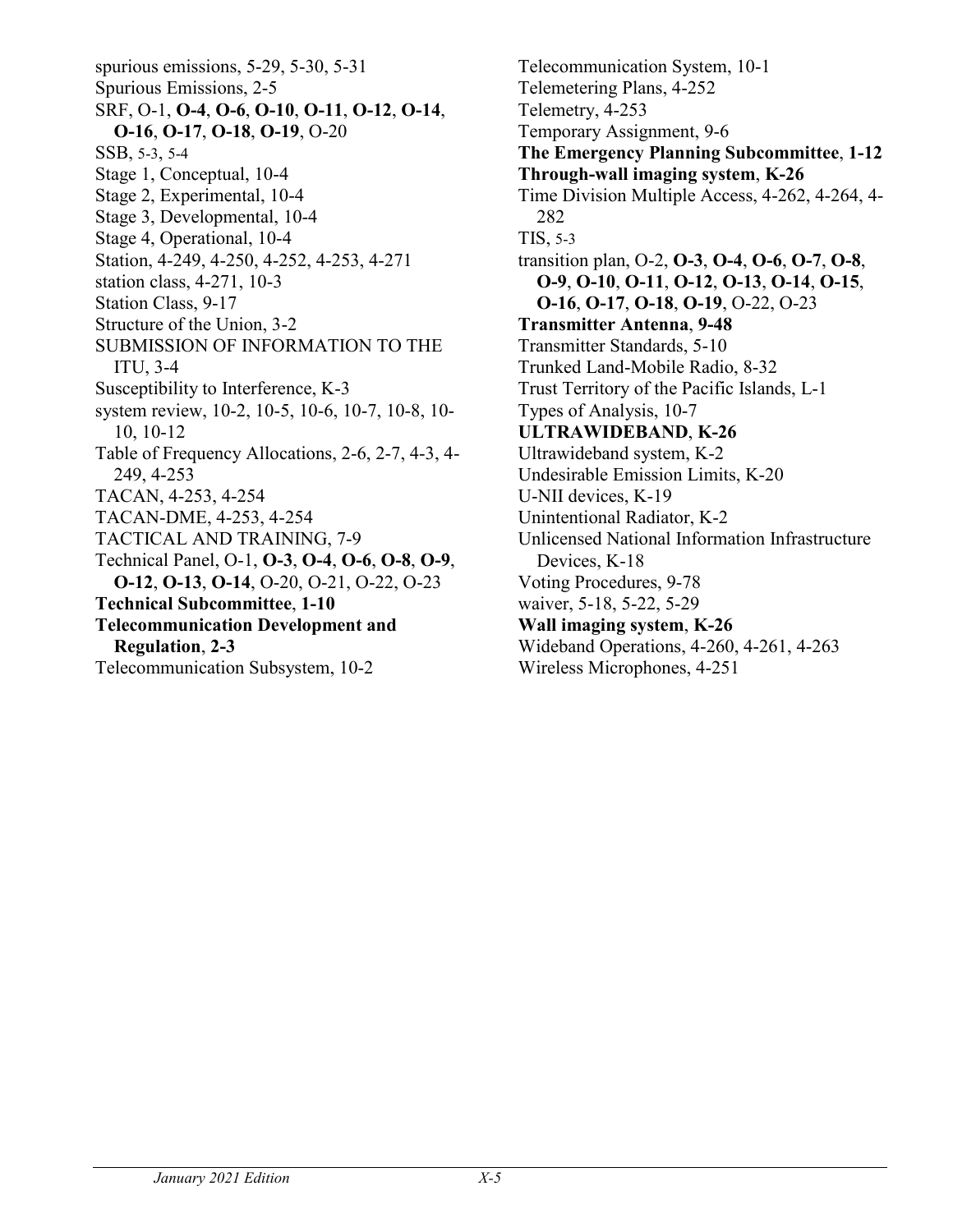spurious emissions, 5-29, 5-30, 5-31
Spurious Emissions, 2-5
SRF, O-1, **O-4**, **O-6**, **O-10**, **O-11**, **O-12**, **O-14**, **O-16**, **O-17**, **O-18**, **O-19**, O-20
SSB, 5-3, 5-4
Stage 1, Conceptual, 10-4
Stage 2, Experimental, 10-4
Stage 3, Developmental, 10-4
Stage 4, Operational, 10-4
Station, 4-249, 4-250, 4-252, 4-253, 4-271
station class, 4-271, 10-3
Station Class, 9-17
Structure of the Union, 3-2
SUBMISSION OF INFORMATION TO THE ITU, 3-4
Susceptibility to Interference, K-3
system review, 10-2, 10-5, 10-6, 10-7, 10-8, 10-10, 10-12
Table of Frequency Allocations, 2-6, 2-7, 4-3, 4-249, 4-253
TACAN, 4-253, 4-254
TACAN-DME, 4-253, 4-254
TACTICAL AND TRAINING, 7-9
Technical Panel, O-1, **O-3**, **O-4**, **O-6**, **O-8**, **O-9**, **O-12**, **O-13**, **O-14**, O-20, O-21, O-22, O-23
**Technical Subcommittee**, **1-10**
**Telecommunication Development and Regulation**, **2-3**
Telecommunication Subsystem, 10-2
Telecommunication System, 10-1
Telemetering Plans, 4-252
Telemetry, 4-253
Temporary Assignment, 9-6
**The Emergency Planning Subcommittee**, **1-12**
**Through-wall imaging system**, **K-26**
Time Division Multiple Access, 4-262, 4-264, 4-282
TIS, 5-3
transition plan, O-2, **O-3**, **O-4**, **O-6**, **O-7**, **O-8**, **O-9**, **O-10**, **O-11**, **O-12**, **O-13**, **O-14**, **O-15**, **O-16**, **O-17**, **O-18**, **O-19**, O-22, O-23
**Transmitter Antenna**, **9-48**
Transmitter Standards, 5-10
Trunked Land-Mobile Radio, 8-32
Trust Territory of the Pacific Islands, L-1
Types of Analysis, 10-7
**ULTRAWIDEBAND**, **K-26**
Ultrawideband system, K-2
Undesirable Emission Limits, K-20
U-NII devices, K-19
Unintentional Radiator, K-2
Unlicensed National Information Infrastructure Devices, K-18
Voting Procedures, 9-78
waiver, 5-18, 5-22, 5-29
**Wall imaging system**, **K-26**
Wideband Operations, 4-260, 4-261, 4-263
Wireless Microphones, 4-251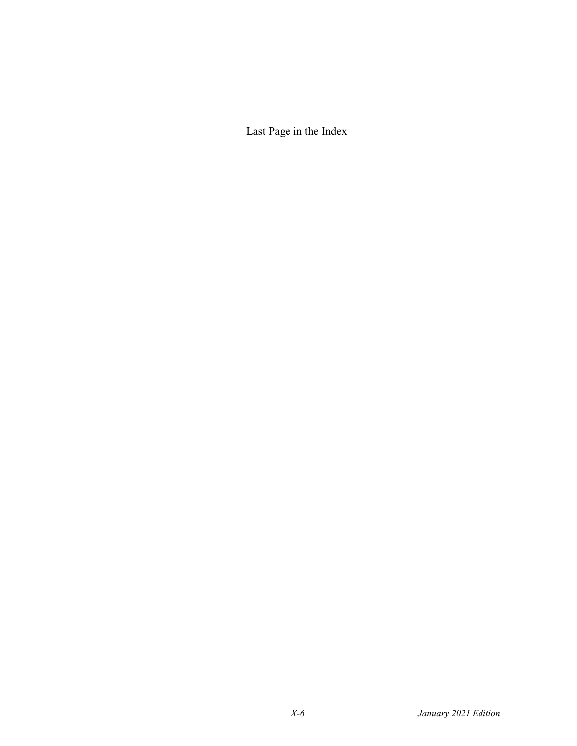Last Page in the Index